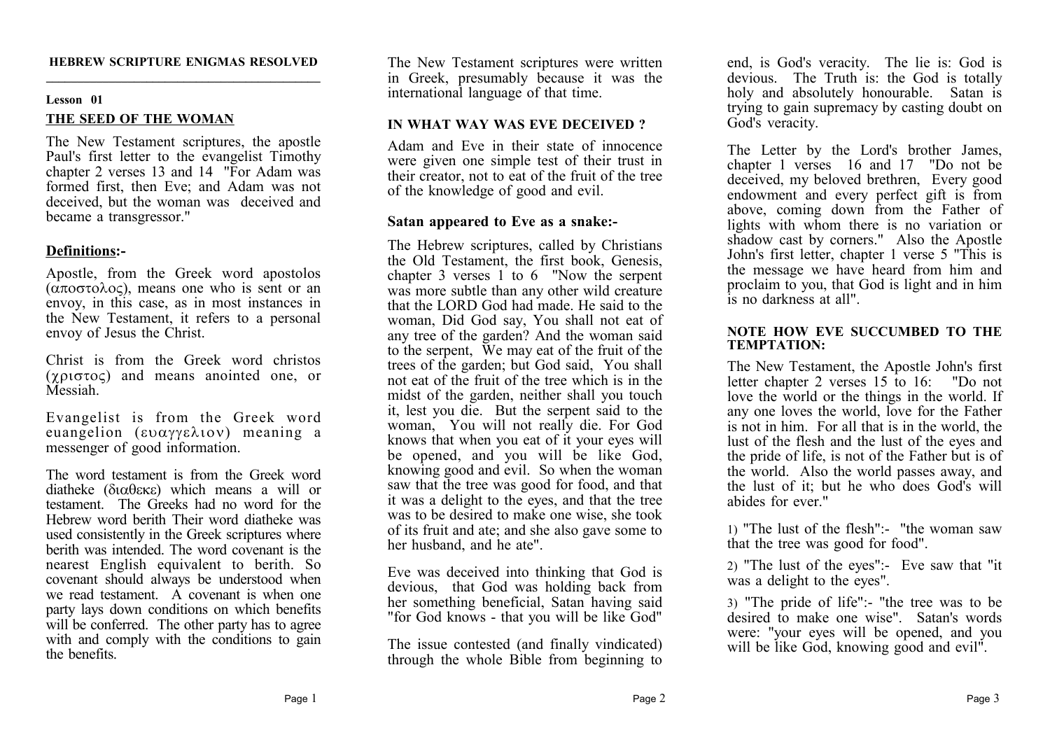**HEBREW SCRIPTURE ENIGMAS RESOLVED**

---

**Lesson 01**

## THE SEED OF THE WOMAN

The New Testament scriptures, the apostle Paul's first letter to the evangelist Timothy chapter 2 verses 13 and 14 "For Adam was formed first, then Eve; and Adam was not deceived, but the woman was deceived and became a transgressor."

### Definitions:-

Apostle, from the Greek word apostolos (αποστολος), means one who is sent or an envoy, in this case, as in most instances in the New Testament, it refers to a personal envoy of Jesus the Christ.

Christ is from the Greek word christos (χριστος) and means anointed one, or Messiah.

Evangelist is from the Greek word euangelion (ευαγγελιον) meaning a messenger of good information.

The word testament is from the Greek word diatheke (διαθεκε) which means a will or testament. The Greeks had no word for the Hebrew word berith Their word diatheke was used consistently in the Greek scriptures where berith was intended. The word covenant is the nearest English equivalent to berith. So covenant should always be understood when we read testament. A covenant is when one party lays down conditions on which benefits will be conferred. The other party has to agree with and comply with the conditions to gain the benefits.

The New Testament scriptures were written in Greek, presumably because it was the international language of that time.

### IN WHAT WAY WAS EVE DECEIVED ?

Adam and Eve in their state of innocence were given one simple test of their trust in their creator, not to eat of the fruit of the tree of the knowledge of good and evil.

### Satan appeared to Eve as a snake:-

The Hebrew scriptures, called by Christians the Old Testament, the first book, Genesis, chapter 3 verses 1 to 6 "Now the serpent was more subtle than any other wild creature that the LORD God had made. He said to the woman, Did God say, You shall not eat of any tree of the garden? And the woman said to the serpent, We may eat of the fruit of the trees of the garden; but God said, You shall not eat of the fruit of the tree which is in the midst of the garden, neither shall you touch it, lest you die. But the serpent said to the woman, You will not really die. For God knows that when you eat of it your eyes will be opened, and you will be like God, knowing good and evil. So when the woman saw that the tree was good for food, and that it was a delight to the eyes, and that the tree was to be desired to make one wise, she took of its fruit and ate; and she also gave some to her husband, and he ate".

Eve was deceived into thinking that God is devious, that God was holding back from her something beneficial, Satan having said "for God knows - that you will be like God"

The issue contested (and finally vindicated) through the whole Bible from beginning to end, is God's veracity. The lie is: God is devious. The Truth is: the God is totally holy and absolutely honourable. Satan is trying to gain supremacy by casting doubt on God's veracity.

The Letter by the Lord's brother James, chapter 1 verses 16 and 17 "Do not be deceived, my beloved brethren, Every good endowment and every perfect gift is from above, coming down from the Father of lights with whom there is no variation or shadow cast by corners." Also the Apostle John's first letter, chapter 1 verse 5 "This is the message we have heard from him and proclaim to you, that God is light and in him is no darkness at all".

### NOTE HOW EVE SUCCUMBED TO THE TEMPTATION:

The New Testament, the Apostle John's first letter chapter 2 verses 15 to 16: "Do not love the world or the things in the world. If any one loves the world, love for the Father is not in him. For all that is in the world, the lust of the flesh and the lust of the eyes and the pride of life, is not of the Father but is of the world. Also the world passes away, and the lust of it; but he who does God's will abides for ever."

1) "The lust of the flesh":- "the woman saw that the tree was good for food".

2) "The lust of the eyes":- Eve saw that "it was a delight to the eyes".

3) "The pride of life":- "the tree was to be desired to make one wise". Satan's words were: "your eyes will be opened, and you will be like God, knowing good and evil".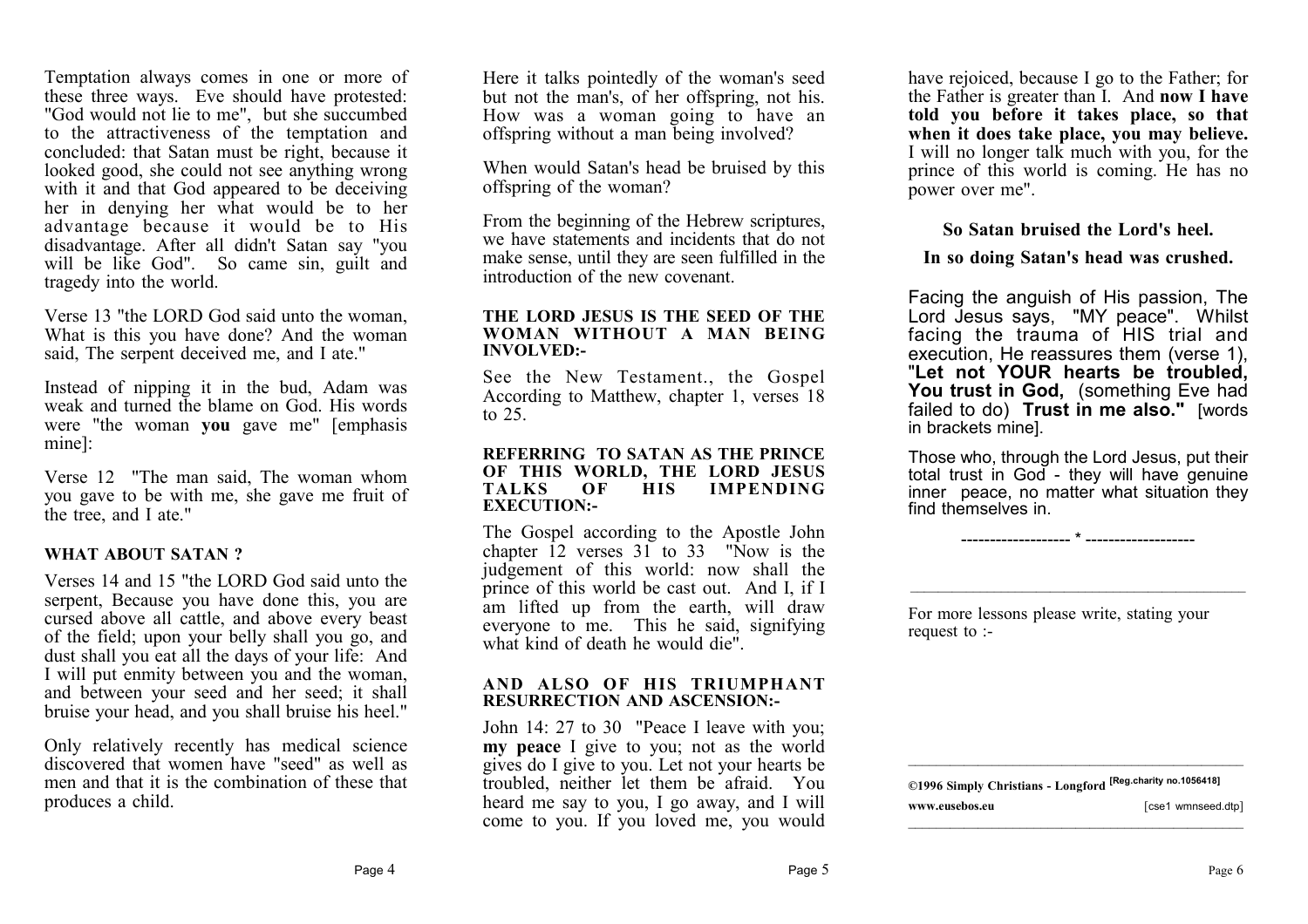Temptation always comes in one or more of these three ways. Eve should have protested: "God would not lie to me", but she succumbed to the attractiveness of the temptation and concluded: that Satan must be right, because it looked good, she could not see anything wrong with it and that God appeared to be deceiving her in denying her what would be to her advantage because it would be to His disadvantage. After all didn't Satan say "you will be like God". So came sin, guilt and tragedy into the world.

Verse 13 "the LORD God said unto the woman, What is this you have done? And the woman said, The serpent deceived me, and I ate."

Instead of nipping it in the bud, Adam was weak and turned the blame on God. His words were "the woman **you** gave me" [emphasis mine]:

Verse 12 "The man said, The woman whom you gave to be with me, she gave me fruit of the tree, and I ate."

**WHAT ABOUT SATAN ?**

Verses 14 and 15 "the LORD God said unto the serpent, Because you have done this, you are cursed above all cattle, and above every beast of the field; upon your belly shall you go, and dust shall you eat all the days of your life: And I will put enmity between you and the woman, and between your seed and her seed; it shall bruise your head, and you shall bruise his heel."

Only relatively recently has medical science discovered that women have "seed" as well as men and that it is the combination of these that produces a child.

Here it talks pointedly of the woman's seed but not the man's, of her offspring, not his. How was a woman going to have an offspring without a man being involved?

When would Satan's head be bruised by this offspring of the woman?

From the beginning of the Hebrew scriptures, we have statements and incidents that do not make sense, until they are seen fulfilled in the introduction of the new covenant.

**THE LORD JESUS IS THE SEED OF THE WOMAN WITHOUT A MAN BEING INVOLVED:-**

See the New Testament., the Gospel According to Matthew, chapter 1, verses 18 to 25.

**REFERRING TO SATAN AS THE PRINCE OF THIS WORLD, THE LORD JESUS TALKS OF HIS IMPENDING EXECUTION:-**

The Gospel according to the Apostle John chapter 12 verses 31 to 33 "Now is the judgement of this world: now shall the prince of this world be cast out. And I, if I am lifted up from the earth, will draw everyone to me. This he said, signifying what kind of death he would die".

**AND ALSO OF HIS TRIUMPHANT RESURRECTION AND ASCENSION:-**

John 14: 27 to 30 "Peace I leave with you; **my peace** I give to you; not as the world gives do I give to you. Let not your hearts be troubled, neither let them be afraid. You heard me say to you, I go away, and I will come to you. If you loved me, you would have rejoiced, because I go to the Father; for the Father is greater than I. And **now I have told you before it takes place, so that when it does take place, you may believe.** I will no longer talk much with you, for the prince of this world is coming. He has no power over me".

**So Satan bruised the Lord's heel.**

**In so doing Satan's head was crushed.**

Facing the anguish of His passion, The Lord Jesus says, "MY peace". Whilst facing the trauma of HIS trial and execution, He reassures them (verse 1), "**Let not YOUR hearts be troubled, You trust in God,** (something Eve had failed to do) **Trust in me also."** [words in brackets mine].

Those who, through the Lord Jesus, put their total trust in God - they will have genuine inner peace, no matter what situation they find themselves in.

------------------- * -------------------

For more lessons please write, stating your request to :-

©1996 Simply Christians - Longford [Reg.charity no.1056418]

www.eusebos.eu [cse1 wmnseed.dtp]